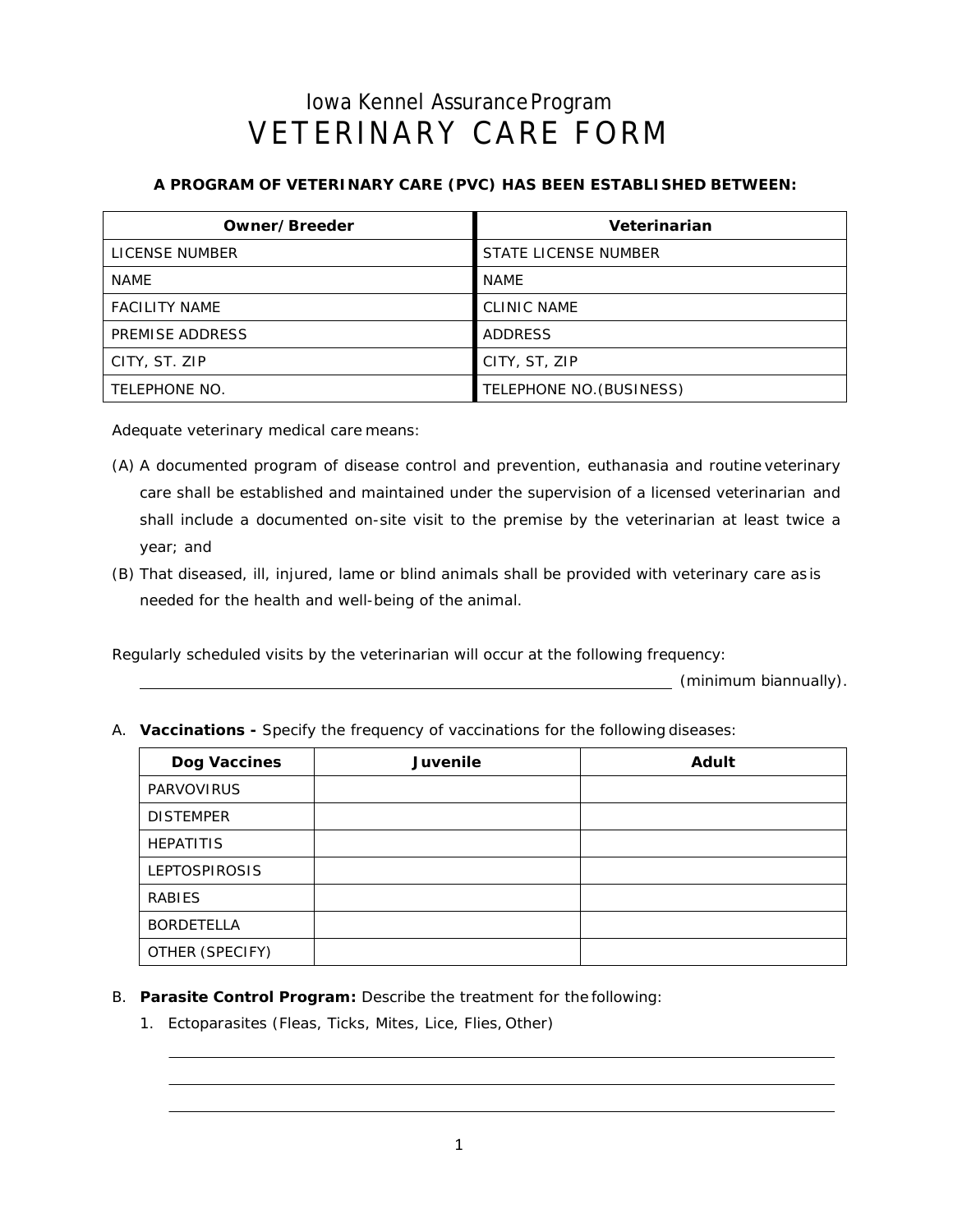Iowa Kennel Assurance Program

# VETERINARY CARE FORM

**A PROGRAM OF VETERINARY CARE (PVC) HAS BEEN ESTABLISHED BETWEEN:**

| Owner/Breeder | Veterinarian |
|---|---|
| LICENSE NUMBER | STATE LICENSE NUMBER |
| NAME | NAME |
| FACILITY NAME | CLINIC NAME |
| PREMISE ADDRESS | ADDRESS |
| CITY, ST. ZIP | CITY, ST, ZIP |
| TELEPHONE NO. | TELEPHONE NO.(BUSINESS) |

Adequate veterinary medical care means:

(A) A documented program of disease control and prevention, euthanasia and routine veterinary care shall be established and maintained under the supervision of a licensed veterinarian and shall include a documented on-site visit to the premise by the veterinarian at least twice a year; and

(B) That diseased, ill, injured, lame or blind animals shall be provided with veterinary care as is needed for the health and well-being of the animal.

Regularly scheduled visits by the veterinarian will occur at the following frequency:

______________________________________________________________ (minimum biannually).

A. **Vaccinations -** Specify the frequency of vaccinations for the following diseases:

| Dog Vaccines | Juvenile | Adult |
|---|---|---|
| PARVOVIRUS | | |
| DISTEMPER | | |
| HEPATITIS | | |
| LEPTOSPIROSIS | | |
| RABIES | | |
| BORDETELLA | | |
| OTHER (SPECIFY) | | |

B. **Parasite Control Program:** Describe the treatment for the following:

1. Ectoparasites (Fleas, Ticks, Mites, Lice, Flies, Other)

______________________________________________________________

______________________________________________________________

______________________________________________________________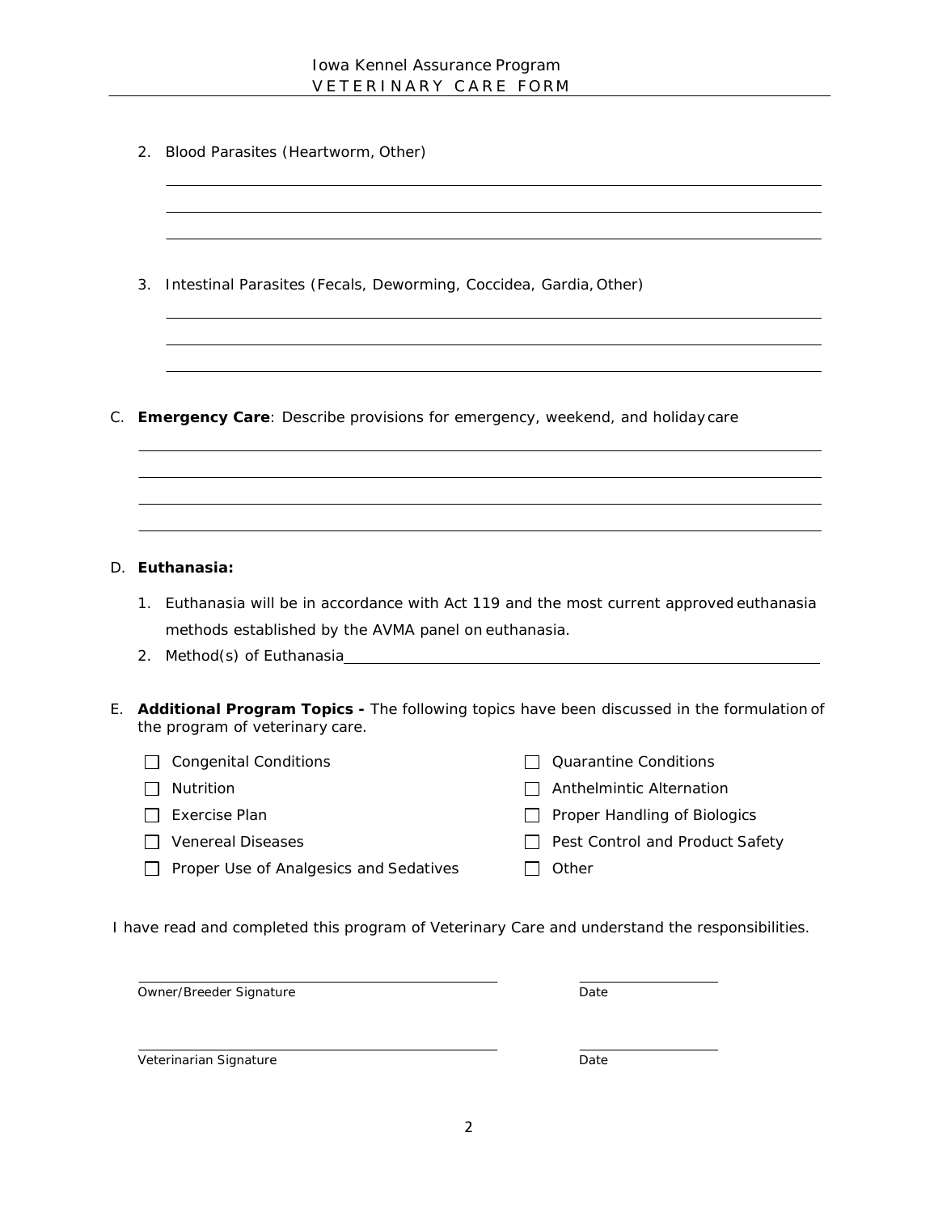2. Blood Parasites (Heartworm, Other)

______________________________________________________________________

______________________________________________________________________

______________________________________________________________________

3. Intestinal Parasites (Fecals, Deworming, Coccidea, Gardia, Other)

______________________________________________________________________

______________________________________________________________________

______________________________________________________________________

C. **Emergency Care**: Describe provisions for emergency, weekend, and holiday care

______________________________________________________________________

______________________________________________________________________

______________________________________________________________________

______________________________________________________________________

D. **Euthanasia:**

1. Euthanasia will be in accordance with Act 119 and the most current approved euthanasia methods established by the AVMA panel on euthanasia.
2. Method(s) of Euthanasia______________________________________________

E. **Additional Program Topics -** The following topics have been discussed in the formulation of the program of veterinary care.

- ☐ Congenital Conditions
- ☐ Nutrition
- ☐ Exercise Plan
- ☐ Venereal Diseases
- ☐ Proper Use of Analgesics and Sedatives
- ☐ Quarantine Conditions
- ☐ Anthelmintic Alternation
- ☐ Proper Handling of Biologics
- ☐ Pest Control and Product Safety
- ☐ Other

I have read and completed this program of Veterinary Care and understand the responsibilities.

______________________________ ______________

Owner/Breeder Signature Date

______________________________ ______________

Veterinarian Signature Date